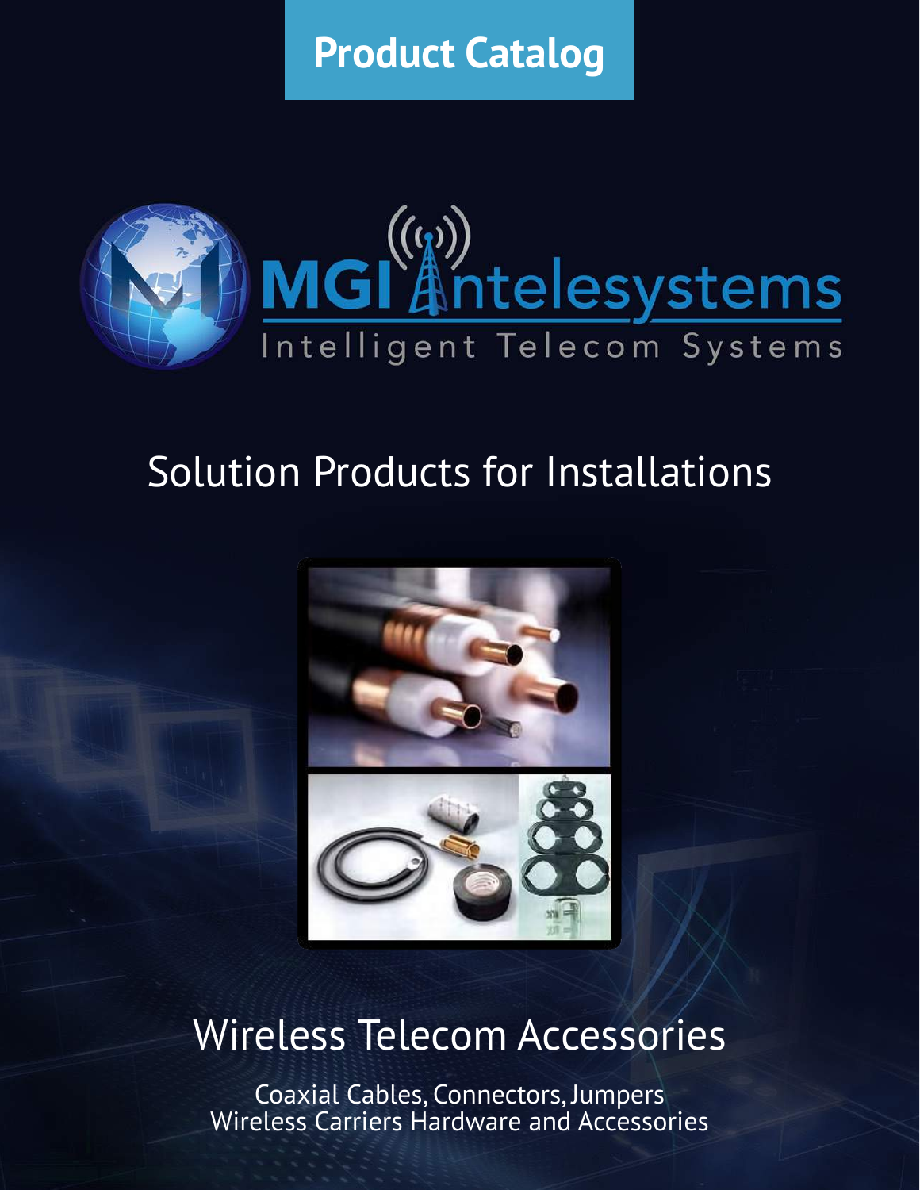# Product Catalog

MGI Antelesystems

Intelligent Telecom Systems

## Solution Products for Installations

## Wireless Telecom Accessories

Coaxial Cables, Connectors, Jumpers
Wireless Carriers Hardware and Accessories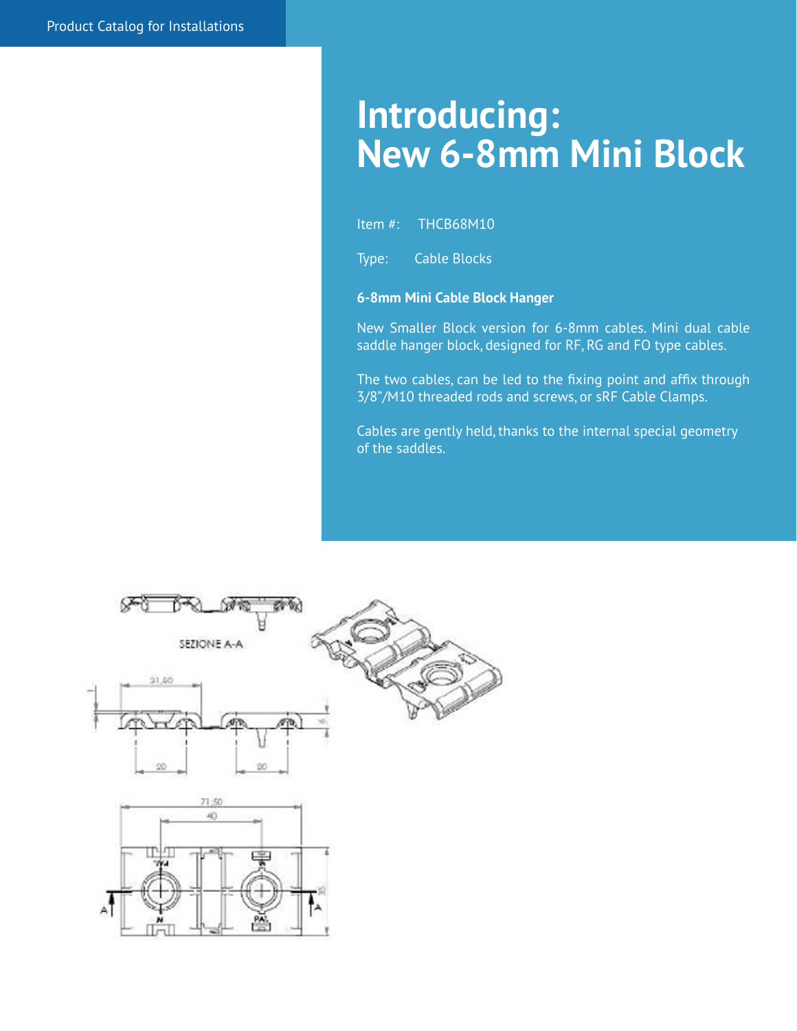# Introducing:
# New 6-8mm Mini Block

Item #: THCB68M10

Type: Cable Blocks

**6-8mm Mini Cable Block Hanger**

New Smaller Block version for 6-8mm cables. Mini dual cable saddle hanger block, designed for RF, RG and FO type cables.

The two cables, can be led to the fixing point and affix through 3/8"/M10 threaded rods and screws, or sRF Cable Clamps.

Cables are gently held, thanks to the internal special geometry of the saddles.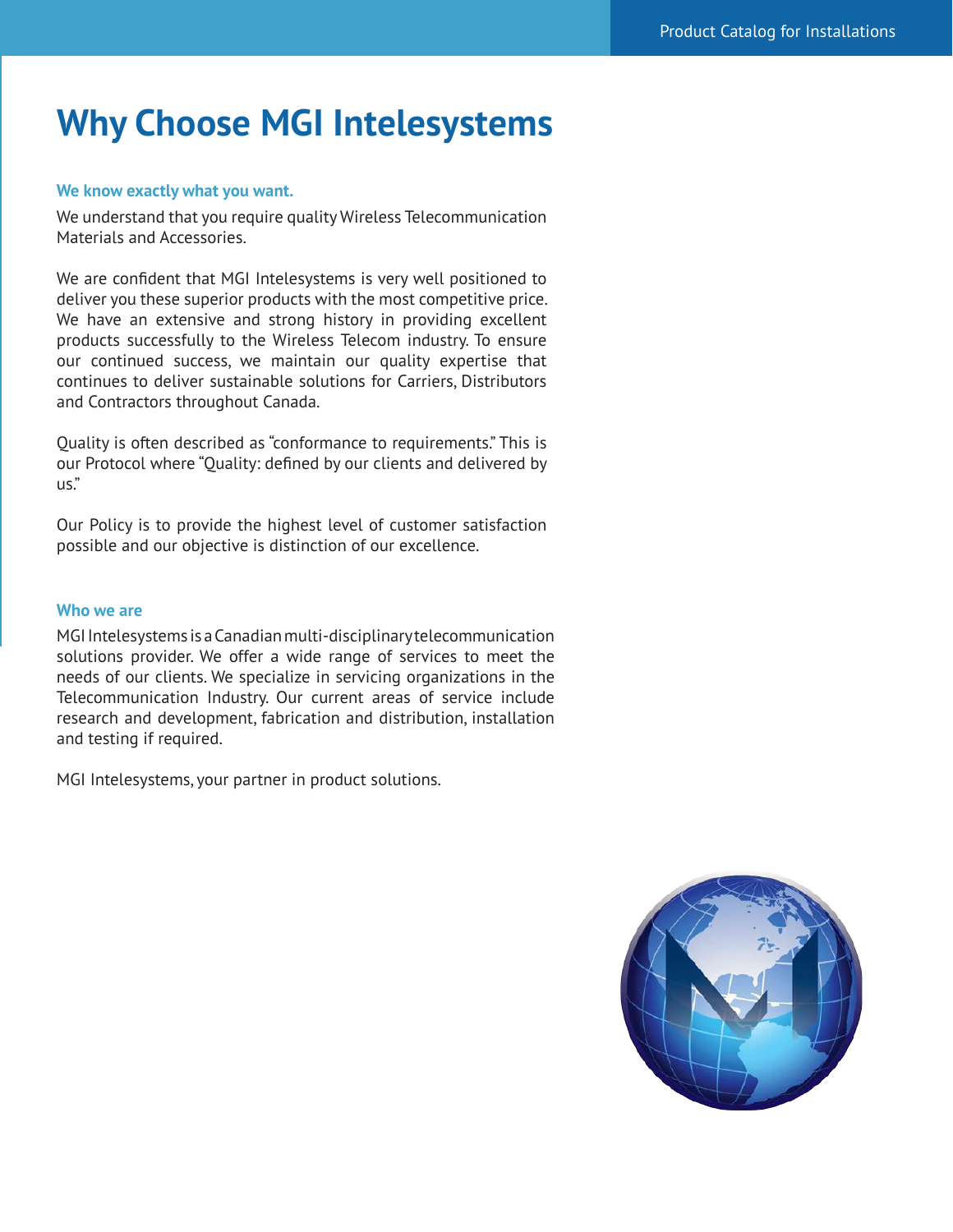# Why Choose MGI Intelesystems

### We know exactly what you want.

We understand that you require quality Wireless Telecommunication Materials and Accessories.

We are confident that MGI Intelesystems is very well positioned to deliver you these superior products with the most competitive price. We have an extensive and strong history in providing excellent products successfully to the Wireless Telecom industry. To ensure our continued success, we maintain our quality expertise that continues to deliver sustainable solutions for Carriers, Distributors and Contractors throughout Canada.

Quality is often described as "conformance to requirements." This is our Protocol where "Quality: defined by our clients and delivered by us."

Our Policy is to provide the highest level of customer satisfaction possible and our objective is distinction of our excellence.

### Who we are

MGI Intelesystems is a Canadian multi-disciplinary telecommunication solutions provider. We offer a wide range of services to meet the needs of our clients. We specialize in servicing organizations in the Telecommunication Industry. Our current areas of service include research and development, fabrication and distribution, installation and testing if required.

MGI Intelesystems, your partner in product solutions.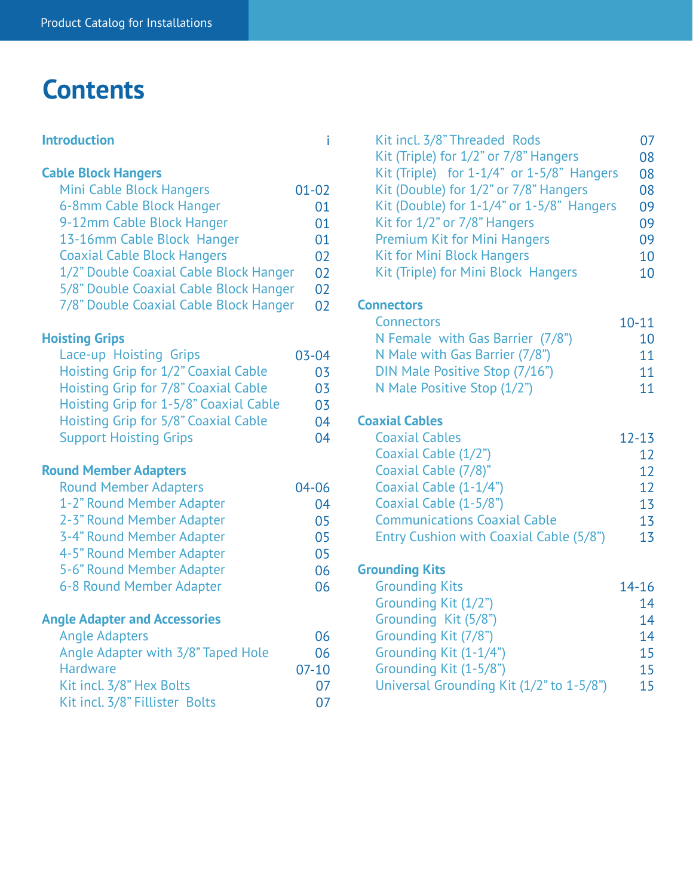# Contents

**Introduction** i

**Cable Block Hangers**

- Mini Cable Block Hangers 01-02
- 6-8mm Cable Block Hanger 01
- 9-12mm Cable Block Hanger 01
- 13-16mm Cable Block Hanger 01
- Coaxial Cable Block Hangers 02
- 1/2” Double Coaxial Cable Block Hanger 02
- 5/8” Double Coaxial Cable Block Hanger 02
- 7/8” Double Coaxial Cable Block Hanger 02

**Hoisting Grips**

- Lace-up Hoisting Grips 03-04
- Hoisting Grip for 1/2” Coaxial Cable 03
- Hoisting Grip for 7/8” Coaxial Cable 03
- Hoisting Grip for 1-5/8” Coaxial Cable 03
- Hoisting Grip for 5/8” Coaxial Cable 04
- Support Hoisting Grips 04

**Round Member Adapters**

- Round Member Adapters 04-06
- 1-2” Round Member Adapter 04
- 2-3” Round Member Adapter 05
- 3-4” Round Member Adapter 05
- 4-5” Round Member Adapter 05
- 5-6” Round Member Adapter 06
- 6-8 Round Member Adapter 06

**Angle Adapter and Accessories**

- Angle Adapters 06
- Angle Adapter with 3/8” Taped Hole 06
- Hardware 07-10
- Kit incl. 3/8” Hex Bolts 07
- Kit incl. 3/8” Fillister Bolts 07
- Kit incl. 3/8” Threaded Rods 07
- Kit (Triple) for 1/2” or 7/8” Hangers 08
- Kit (Triple) for 1-1/4” or 1-5/8” Hangers 08
- Kit (Double) for 1/2” or 7/8” Hangers 08
- Kit (Double) for 1-1/4” or 1-5/8” Hangers 09
- Kit for 1/2” or 7/8” Hangers 09
- Premium Kit for Mini Hangers 09
- Kit for Mini Block Hangers 10
- Kit (Triple) for Mini Block Hangers 10

**Connectors**

- Connectors 10-11
- N Female with Gas Barrier (7/8”) 10
- N Male with Gas Barrier (7/8”) 11
- DIN Male Positive Stop (7/16”) 11
- N Male Positive Stop (1/2”) 11

**Coaxial Cables**

- Coaxial Cables 12-13
- Coaxial Cable (1/2”) 12
- Coaxial Cable (7/8)” 12
- Coaxial Cable (1-1/4”) 12
- Coaxial Cable (1-5/8”) 13
- Communications Coaxial Cable 13
- Entry Cushion with Coaxial Cable (5/8”) 13

**Grounding Kits**

- Grounding Kits 14-16
- Grounding Kit (1/2”) 14
- Grounding Kit (5/8”) 14
- Grounding Kit (7/8”) 14
- Grounding Kit (1-1/4”) 15
- Grounding Kit (1-5/8”) 15
- Universal Grounding Kit (1/2” to 1-5/8”) 15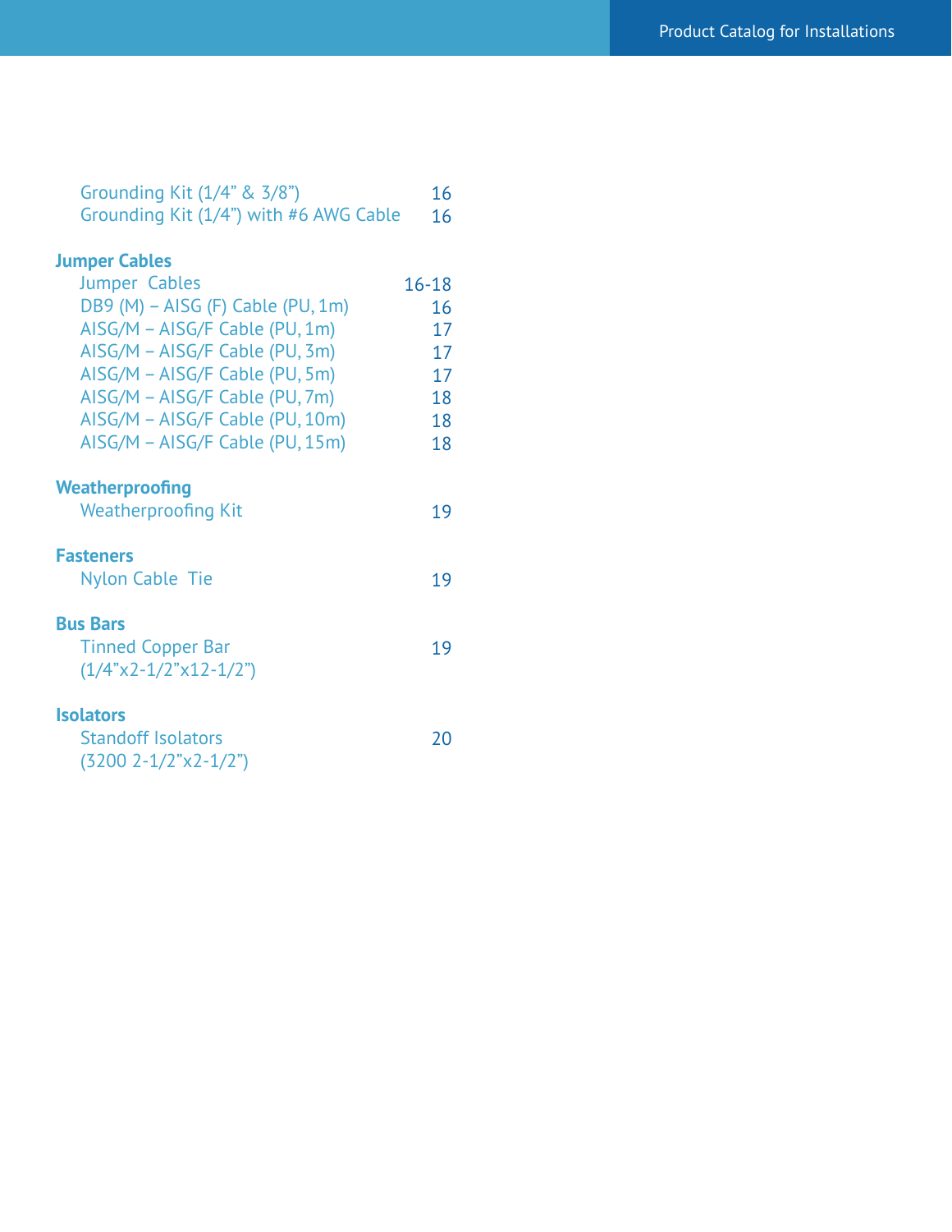| | |
|---|---|
| Grounding Kit (1/4" & 3/8") | 16 |
| Grounding Kit (1/4") with #6 AWG Cable | 16 |

**Jumper Cables**

| | |
|---|---|
| Jumper Cables | 16-18 |
| DB9 (M) – AISG (F) Cable (PU, 1m) | 16 |
| AISG/M – AISG/F Cable (PU, 1m) | 17 |
| AISG/M – AISG/F Cable (PU, 3m) | 17 |
| AISG/M – AISG/F Cable (PU, 5m) | 17 |
| AISG/M – AISG/F Cable (PU, 7m) | 18 |
| AISG/M – AISG/F Cable (PU, 10m) | 18 |
| AISG/M – AISG/F Cable (PU, 15m) | 18 |

**Weatherproofing**

| | |
|---|---|
| Weatherproofing Kit | 19 |

**Fasteners**

| | |
|---|---|
| Nylon Cable Tie | 19 |

**Bus Bars**

| | |
|---|---|
| Tinned Copper Bar (1/4"x2-1/2"x12-1/2") | 19 |

**Isolators**

| | |
|---|---|
| Standoff Isolators (3200 2-1/2"x2-1/2") | 20 |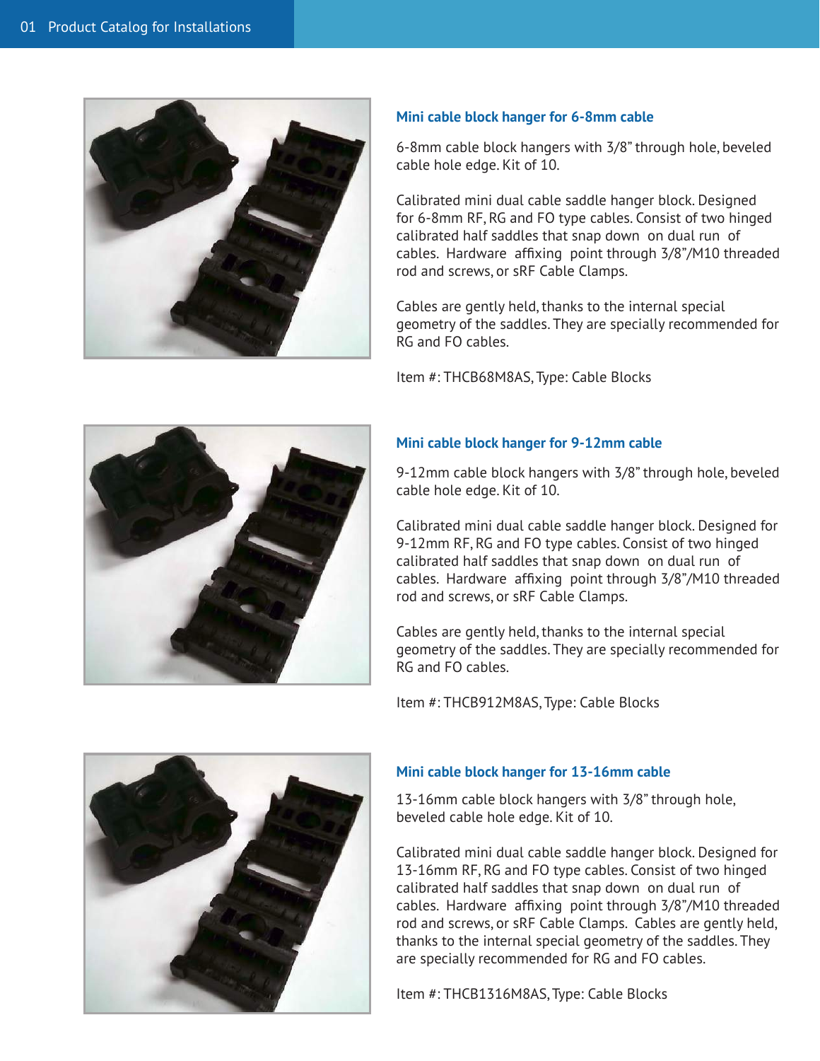### Mini cable block hanger for 6-8mm cable

6-8mm cable block hangers with 3/8" through hole, beveled cable hole edge. Kit of 10.

Calibrated mini dual cable saddle hanger block. Designed for 6-8mm RF, RG and FO type cables. Consist of two hinged calibrated half saddles that snap down on dual run of cables. Hardware affixing point through 3/8"/M10 threaded rod and screws, or sRF Cable Clamps.

Cables are gently held, thanks to the internal special geometry of the saddles. They are specially recommended for RG and FO cables.

Item #: THCB68M8AS, Type: Cable Blocks

### Mini cable block hanger for 9-12mm cable

9-12mm cable block hangers with 3/8" through hole, beveled cable hole edge. Kit of 10.

Calibrated mini dual cable saddle hanger block. Designed for 9-12mm RF, RG and FO type cables. Consist of two hinged calibrated half saddles that snap down on dual run of cables. Hardware affixing point through 3/8"/M10 threaded rod and screws, or sRF Cable Clamps.

Cables are gently held, thanks to the internal special geometry of the saddles. They are specially recommended for RG and FO cables.

Item #: THCB912M8AS, Type: Cable Blocks

### Mini cable block hanger for 13-16mm cable

13-16mm cable block hangers with 3/8" through hole, beveled cable hole edge. Kit of 10.

Calibrated mini dual cable saddle hanger block. Designed for 13-16mm RF, RG and FO type cables. Consist of two hinged calibrated half saddles that snap down on dual run of cables. Hardware affixing point through 3/8"/M10 threaded rod and screws, or sRF Cable Clamps. Cables are gently held, thanks to the internal special geometry of the saddles. They are specially recommended for RG and FO cables.

Item #: THCB1316M8AS, Type: Cable Blocks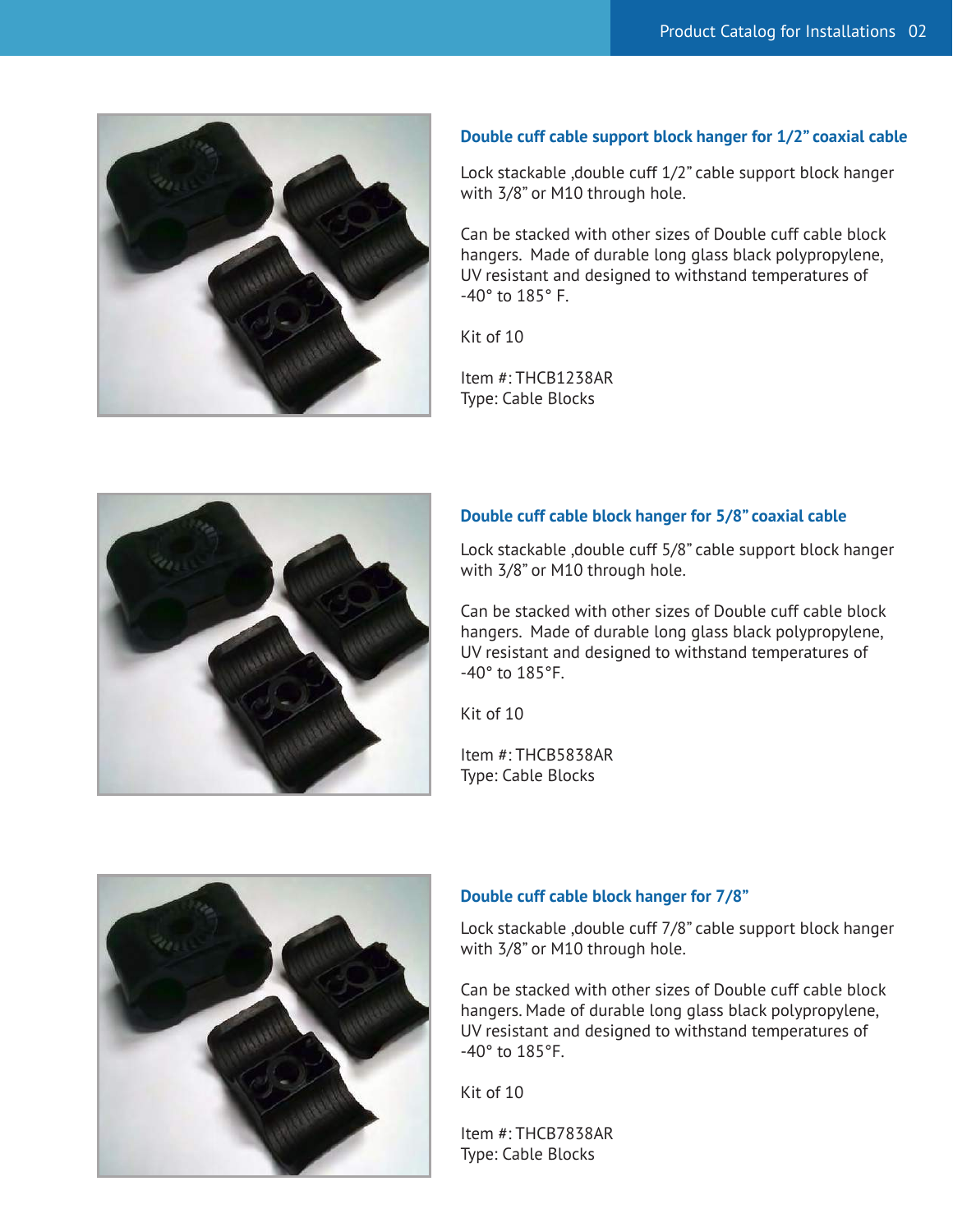## Double cuff cable support block hanger for 1/2” coaxial cable

Lock stackable ,double cuff 1/2” cable support block hanger with 3/8” or M10 through hole.

Can be stacked with other sizes of Double cuff cable block hangers. Made of durable long glass black polypropylene, UV resistant and designed to withstand temperatures of -40° to 185° F.

Kit of 10

Item #: THCB1238AR
Type: Cable Blocks

## Double cuff cable block hanger for 5/8” coaxial cable

Lock stackable ,double cuff 5/8” cable support block hanger with 3/8” or M10 through hole.

Can be stacked with other sizes of Double cuff cable block hangers. Made of durable long glass black polypropylene, UV resistant and designed to withstand temperatures of -40° to 185°F.

Kit of 10

Item #: THCB5838AR
Type: Cable Blocks

## Double cuff cable block hanger for 7/8”

Lock stackable ,double cuff 7/8” cable support block hanger with 3/8” or M10 through hole.

Can be stacked with other sizes of Double cuff cable block hangers. Made of durable long glass black polypropylene, UV resistant and designed to withstand temperatures of -40° to 185°F.

Kit of 10

Item #: THCB7838AR
Type: Cable Blocks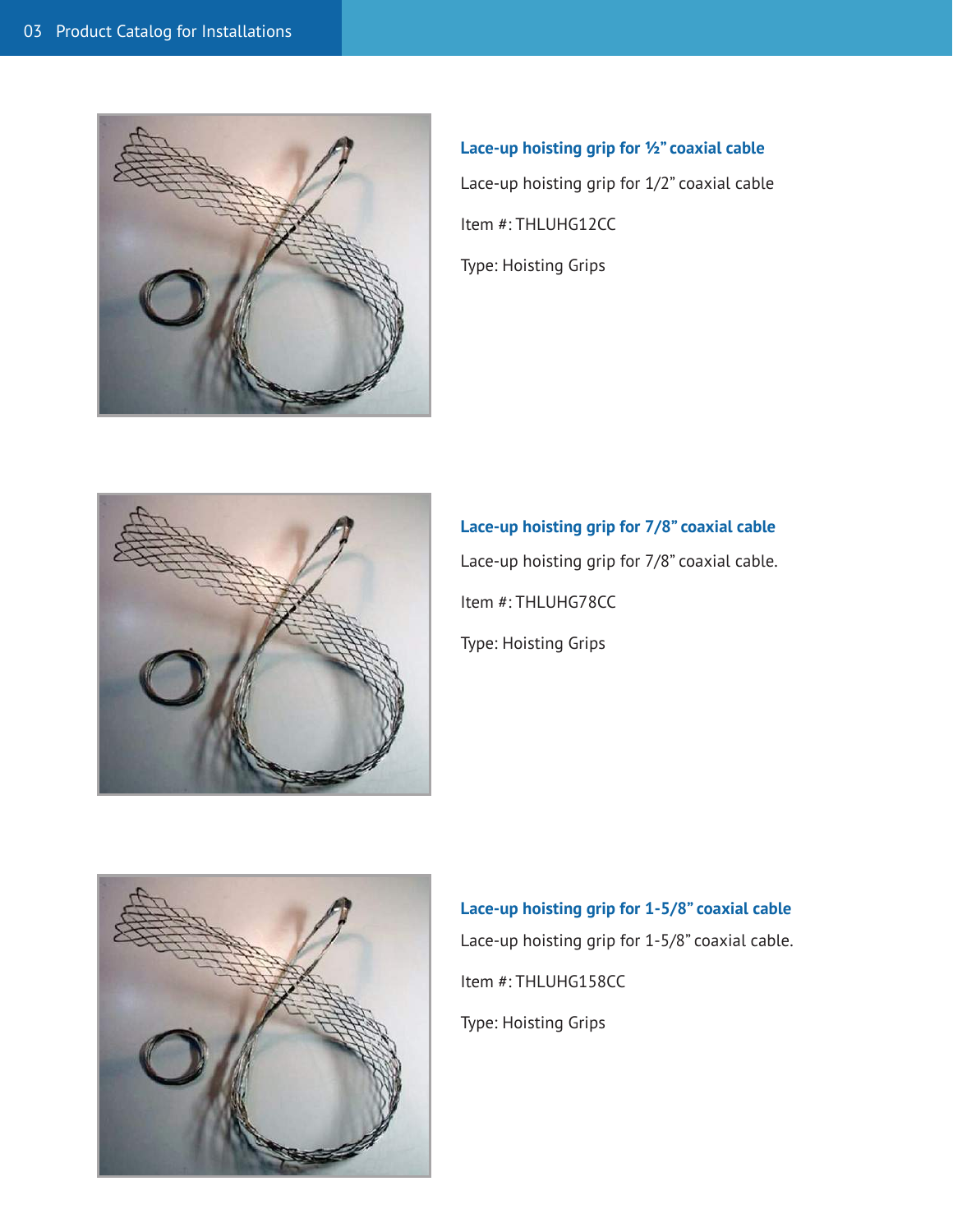### Lace-up hoisting grip for ½" coaxial cable

Lace-up hoisting grip for 1/2" coaxial cable

Item #: THLUHG12CC

Type: Hoisting Grips

### Lace-up hoisting grip for 7/8" coaxial cable

Lace-up hoisting grip for 7/8" coaxial cable.

Item #: THLUHG78CC

Type: Hoisting Grips

### Lace-up hoisting grip for 1-5/8" coaxial cable

Lace-up hoisting grip for 1-5/8" coaxial cable.

Item #: THLUHG158CC

Type: Hoisting Grips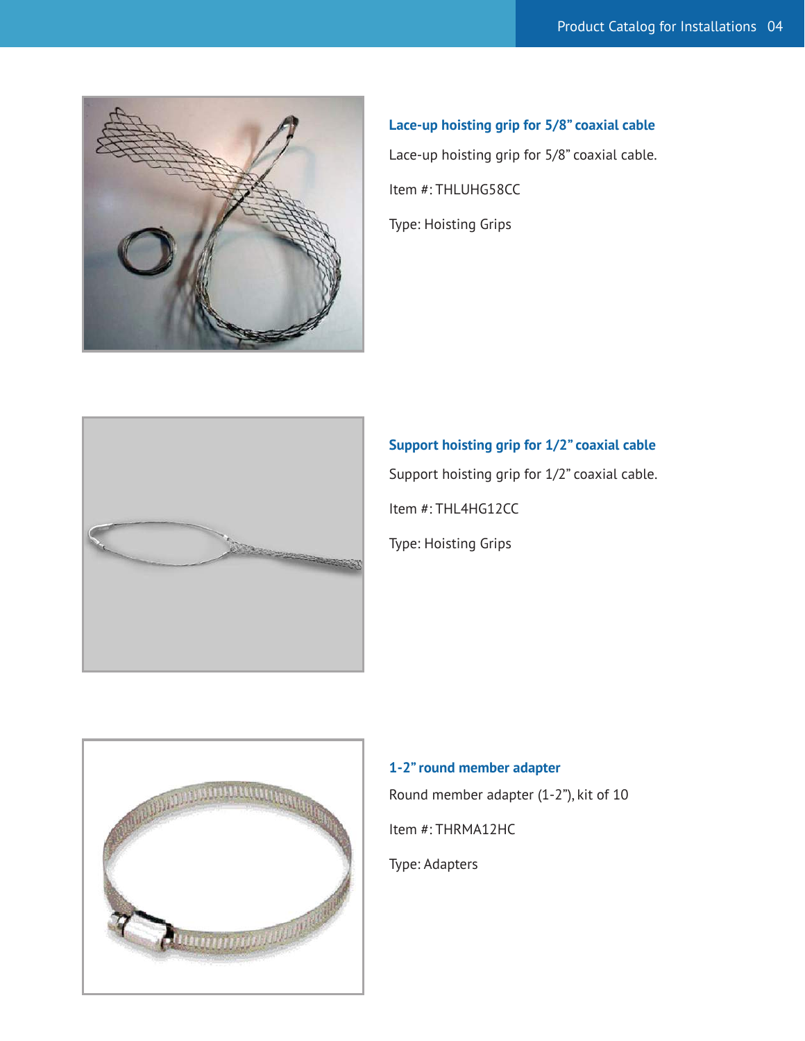### Lace-up hoisting grip for 5/8” coaxial cable

Lace-up hoisting grip for 5/8” coaxial cable.

Item #: THLUHG58CC

Type: Hoisting Grips

### Support hoisting grip for 1/2” coaxial cable

Support hoisting grip for 1/2” coaxial cable.

Item #: THL4HG12CC

Type: Hoisting Grips

### 1-2” round member adapter

Round member adapter (1-2”), kit of 10

Item #: THRMA12HC

Type: Adapters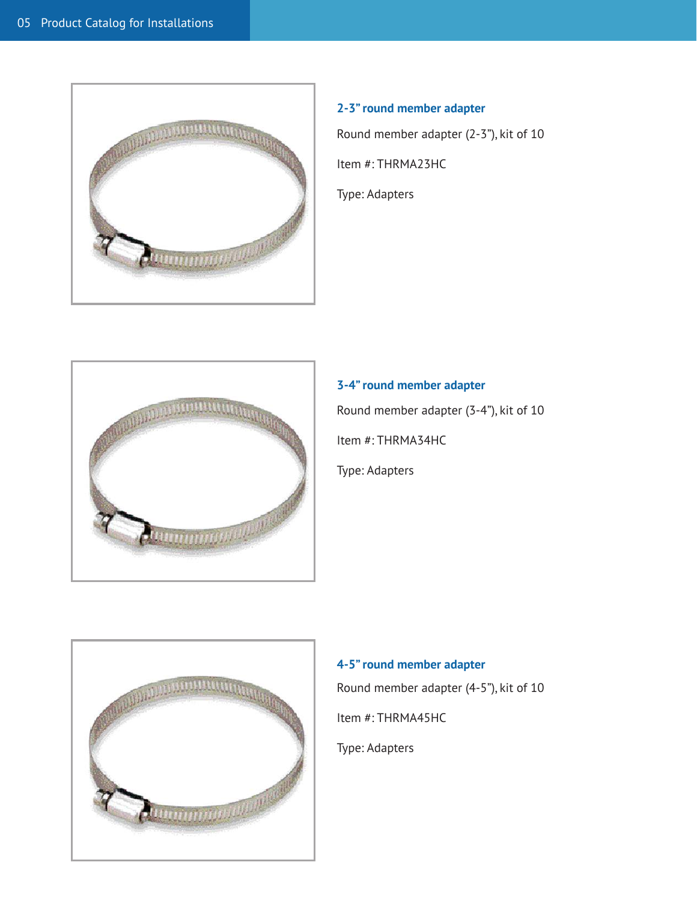### 2-3” round member adapter

Round member adapter (2-3”), kit of 10

Item #: THRMA23HC

Type: Adapters

### 3-4” round member adapter

Round member adapter (3-4”), kit of 10

Item #: THRMA34HC

Type: Adapters

### 4-5” round member adapter

Round member adapter (4-5”), kit of 10

Item #: THRMA45HC

Type: Adapters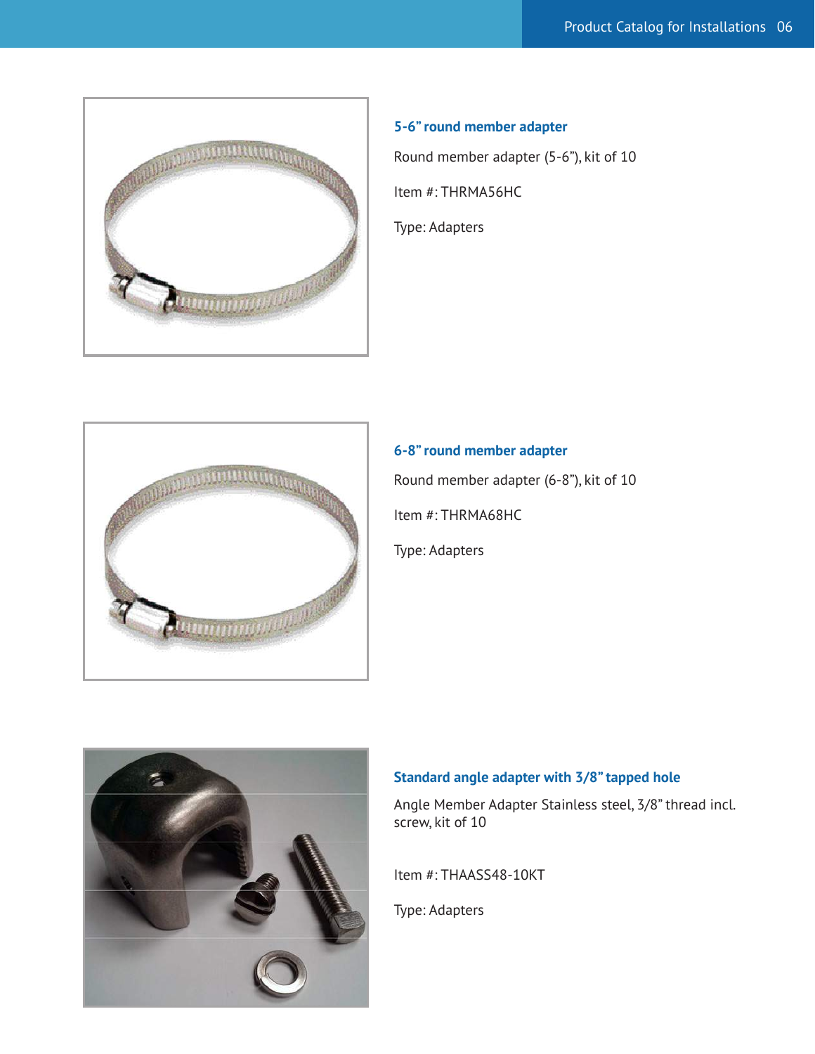### 5-6” round member adapter

Round member adapter (5-6”), kit of 10

Item #: THRMA56HC

Type: Adapters

### 6-8” round member adapter

Round member adapter (6-8”), kit of 10

Item #: THRMA68HC

Type: Adapters

### Standard angle adapter with 3/8” tapped hole

Angle Member Adapter Stainless steel, 3/8” thread incl. screw, kit of 10

Item #: THAASS48-10KT

Type: Adapters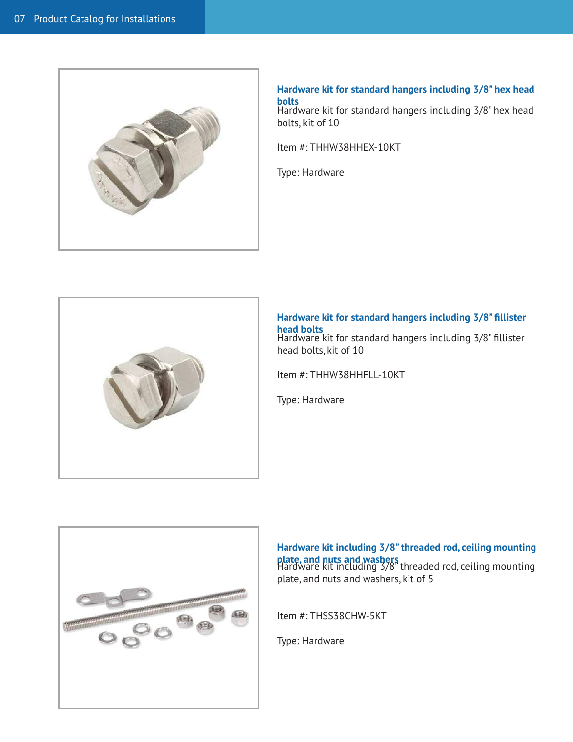### Hardware kit for standard hangers including 3/8" hex head bolts

Hardware kit for standard hangers including 3/8" hex head bolts, kit of 10

Item #: THHW38HHEX-10KT

Type: Hardware

### Hardware kit for standard hangers including 3/8" fillister head bolts

Hardware kit for standard hangers including 3/8" fillister head bolts, kit of 10

Item #: THHW38HHFLL-10KT

Type: Hardware

### Hardware kit including 3/8" threaded rod, ceiling mounting plate, and nuts and washers

Hardware kit including 3/8" threaded rod, ceiling mounting plate, and nuts and washers, kit of 5

Item #: THSS38CHW-5KT

Type: Hardware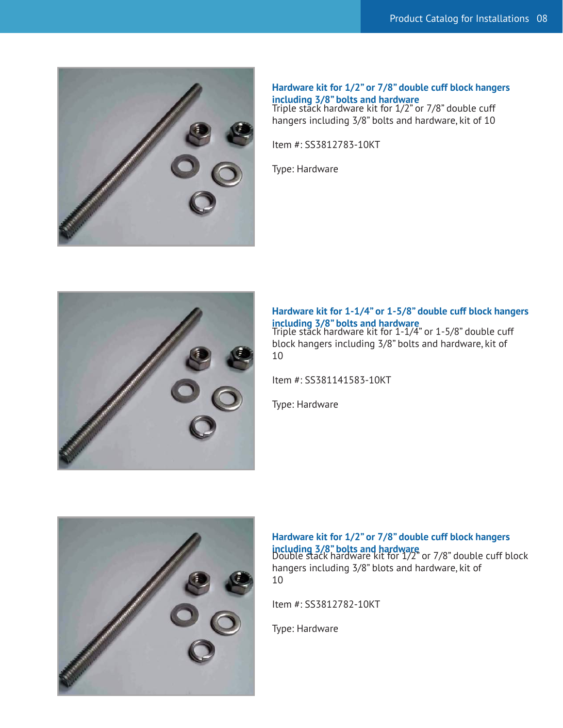### Hardware kit for 1/2" or 7/8" double cuff block hangers including 3/8" bolts and hardware

Triple stack hardware kit for 1/2" or 7/8" double cuff hangers including 3/8" bolts and hardware, kit of 10

Item #: SS3812783-10KT

Type: Hardware

### Hardware kit for 1-1/4" or 1-5/8" double cuff block hangers including 3/8" bolts and hardware

Triple stack hardware kit for 1-1/4" or 1-5/8" double cuff block hangers including 3/8" bolts and hardware, kit of 10

Item #: SS381141583-10KT

Type: Hardware

### Hardware kit for 1/2" or 7/8" double cuff block hangers including 3/8" bolts and hardware

Double stack hardware kit for 1/2" or 7/8" double cuff block hangers including 3/8" blots and hardware, kit of 10

Item #: SS3812782-10KT

Type: Hardware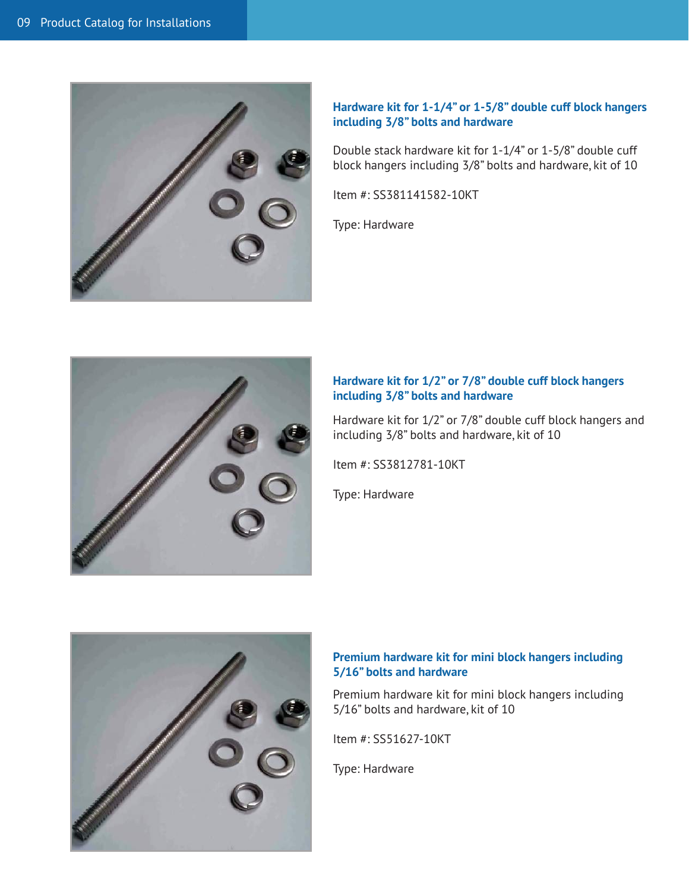### Hardware kit for 1-1/4” or 1-5/8” double cuff block hangers including 3/8” bolts and hardware

Double stack hardware kit for 1-1/4” or 1-5/8” double cuff block hangers including 3/8” bolts and hardware, kit of 10

Item #: SS381141582-10KT

Type: Hardware

### Hardware kit for 1/2” or 7/8” double cuff block hangers including 3/8” bolts and hardware

Hardware kit for 1/2” or 7/8” double cuff block hangers and including 3/8” bolts and hardware, kit of 10

Item #: SS3812781-10KT

Type: Hardware

### Premium hardware kit for mini block hangers including 5/16” bolts and hardware

Premium hardware kit for mini block hangers including 5/16” bolts and hardware, kit of 10

Item #: SS51627-10KT

Type: Hardware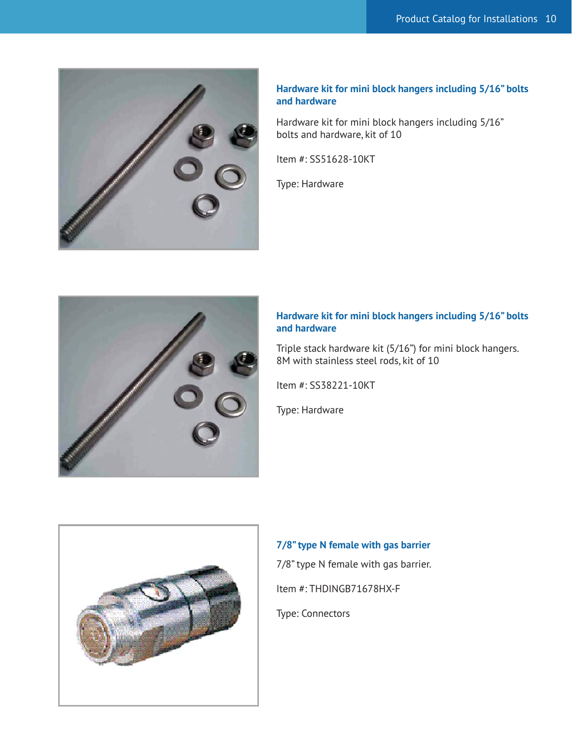### Hardware kit for mini block hangers including 5/16” bolts and hardware

Hardware kit for mini block hangers including 5/16” bolts and hardware, kit of 10

Item #: SS51628-10KT

Type: Hardware

### Hardware kit for mini block hangers including 5/16” bolts and hardware

Triple stack hardware kit (5/16”) for mini block hangers. 8M with stainless steel rods, kit of 10

Item #: SS38221-10KT

Type: Hardware

### 7/8” type N female with gas barrier

7/8” type N female with gas barrier.

Item #: THDINGB71678HX-F

Type: Connectors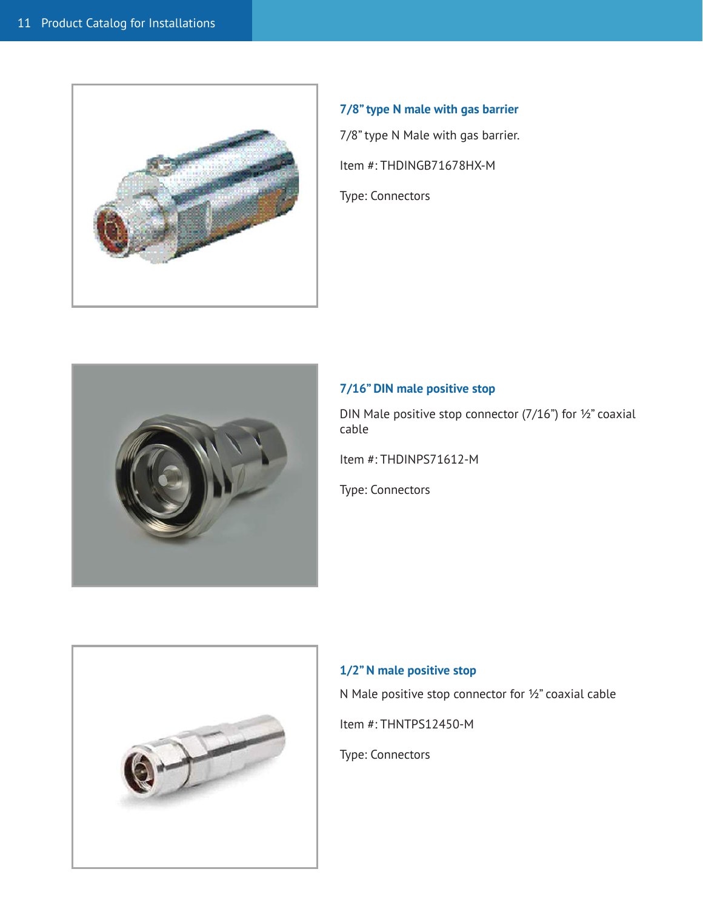### 7/8” type N male with gas barrier

7/8” type N Male with gas barrier.

Item #: THDINGB71678HX-M

Type: Connectors

### 7/16” DIN male positive stop

DIN Male positive stop connector (7/16”) for ½” coaxial cable

Item #: THDINPS71612-M

Type: Connectors

### 1/2” N male positive stop

N Male positive stop connector for ½” coaxial cable

Item #: THNTPS12450-M

Type: Connectors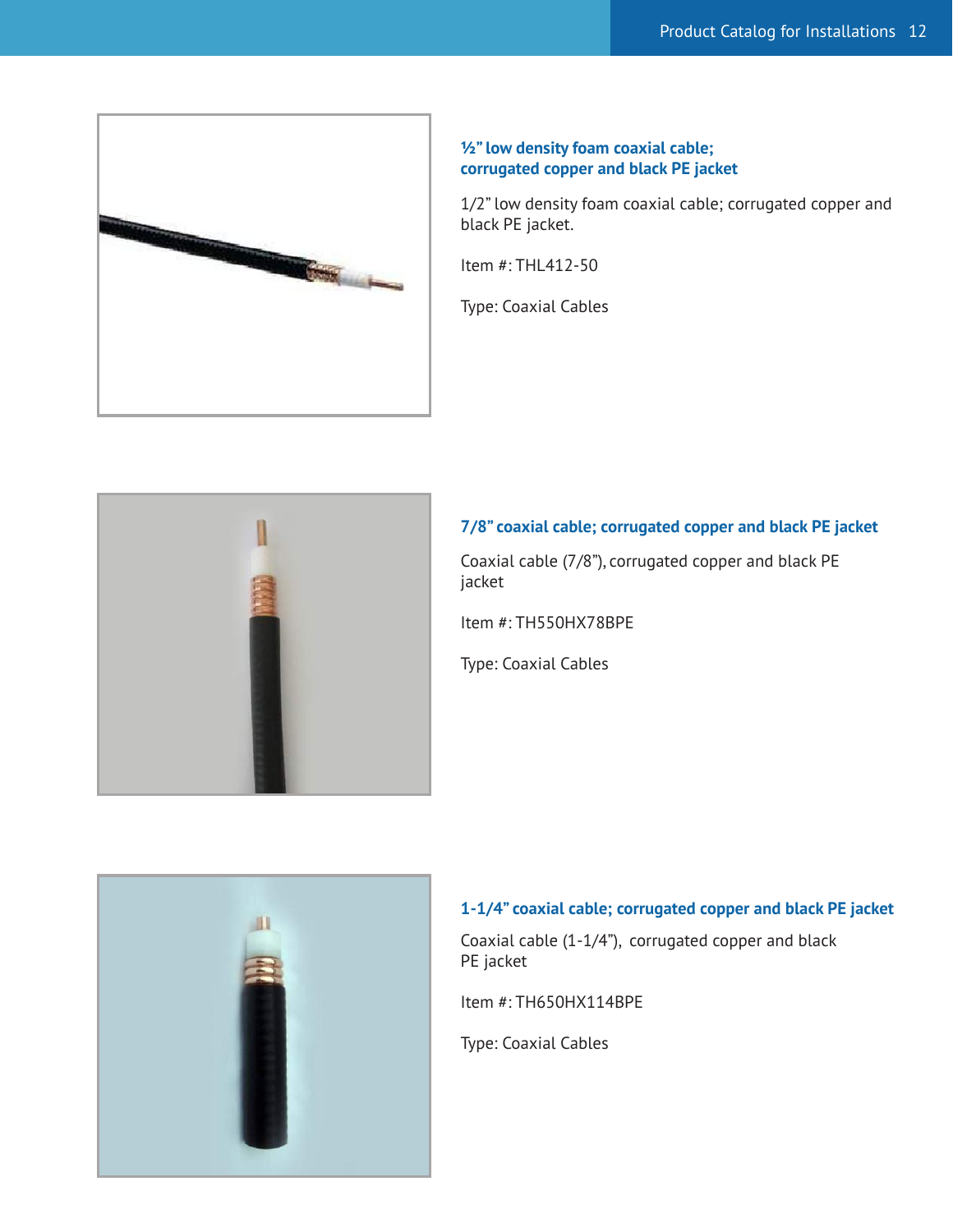### ½” low density foam coaxial cable; corrugated copper and black PE jacket

1/2” low density foam coaxial cable; corrugated copper and black PE jacket.

Item #: THL412-50

Type: Coaxial Cables

### 7/8” coaxial cable; corrugated copper and black PE jacket

Coaxial cable (7/8”), corrugated copper and black PE jacket

Item #: TH550HX78BPE

Type: Coaxial Cables

### 1-1/4” coaxial cable; corrugated copper and black PE jacket

Coaxial cable (1-1/4”), corrugated copper and black PE jacket

Item #: TH650HX114BPE

Type: Coaxial Cables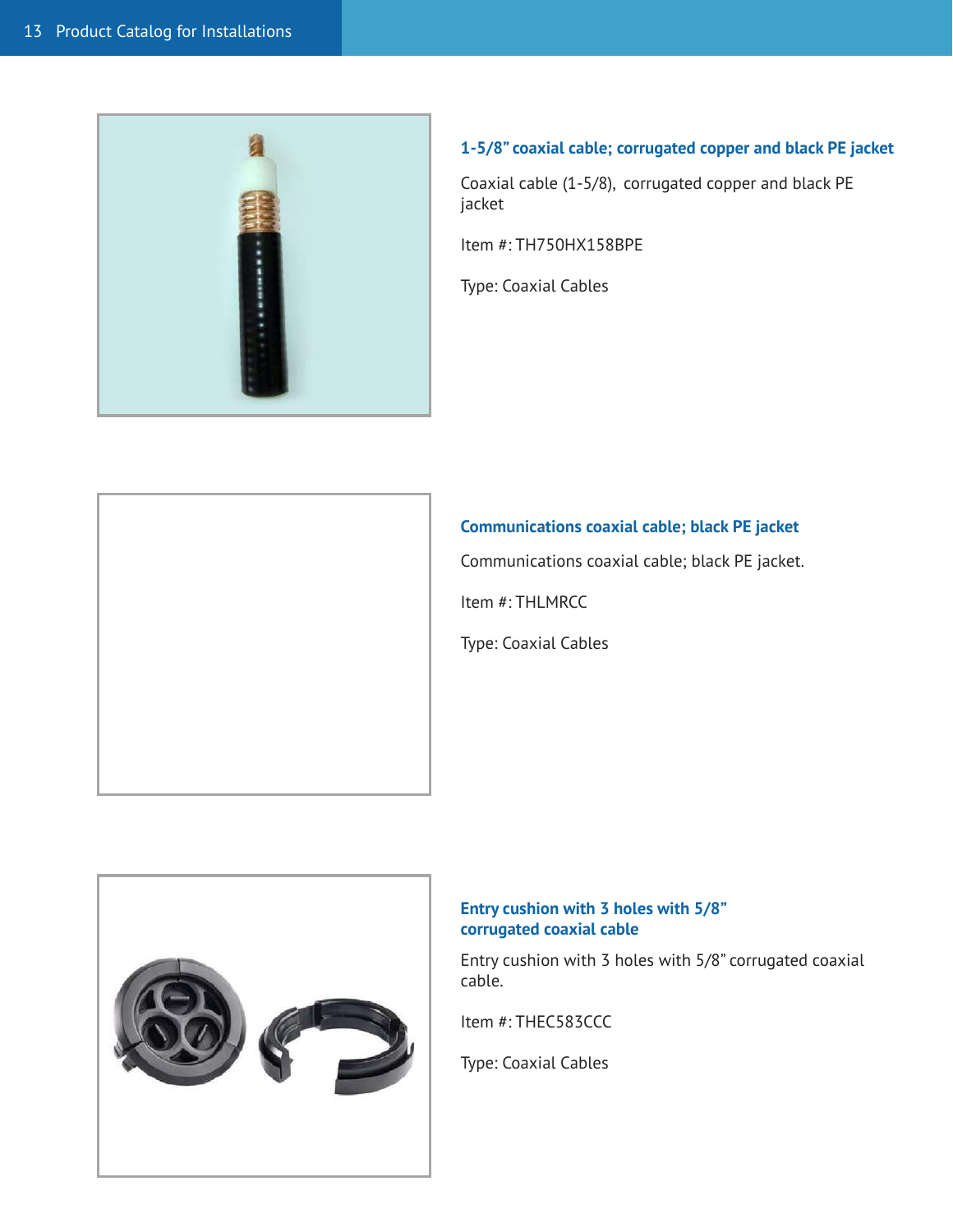### 1-5/8" coaxial cable; corrugated copper and black PE jacket

Coaxial cable (1-5/8), corrugated copper and black PE jacket

Item #: TH750HX158BPE

Type: Coaxial Cables

### Communications coaxial cable; black PE jacket

Communications coaxial cable; black PE jacket.

Item #: THLMRCC

Type: Coaxial Cables

### Entry cushion with 3 holes with 5/8" corrugated coaxial cable

Entry cushion with 3 holes with 5/8" corrugated coaxial cable.

Item #: THEC583CCC

Type: Coaxial Cables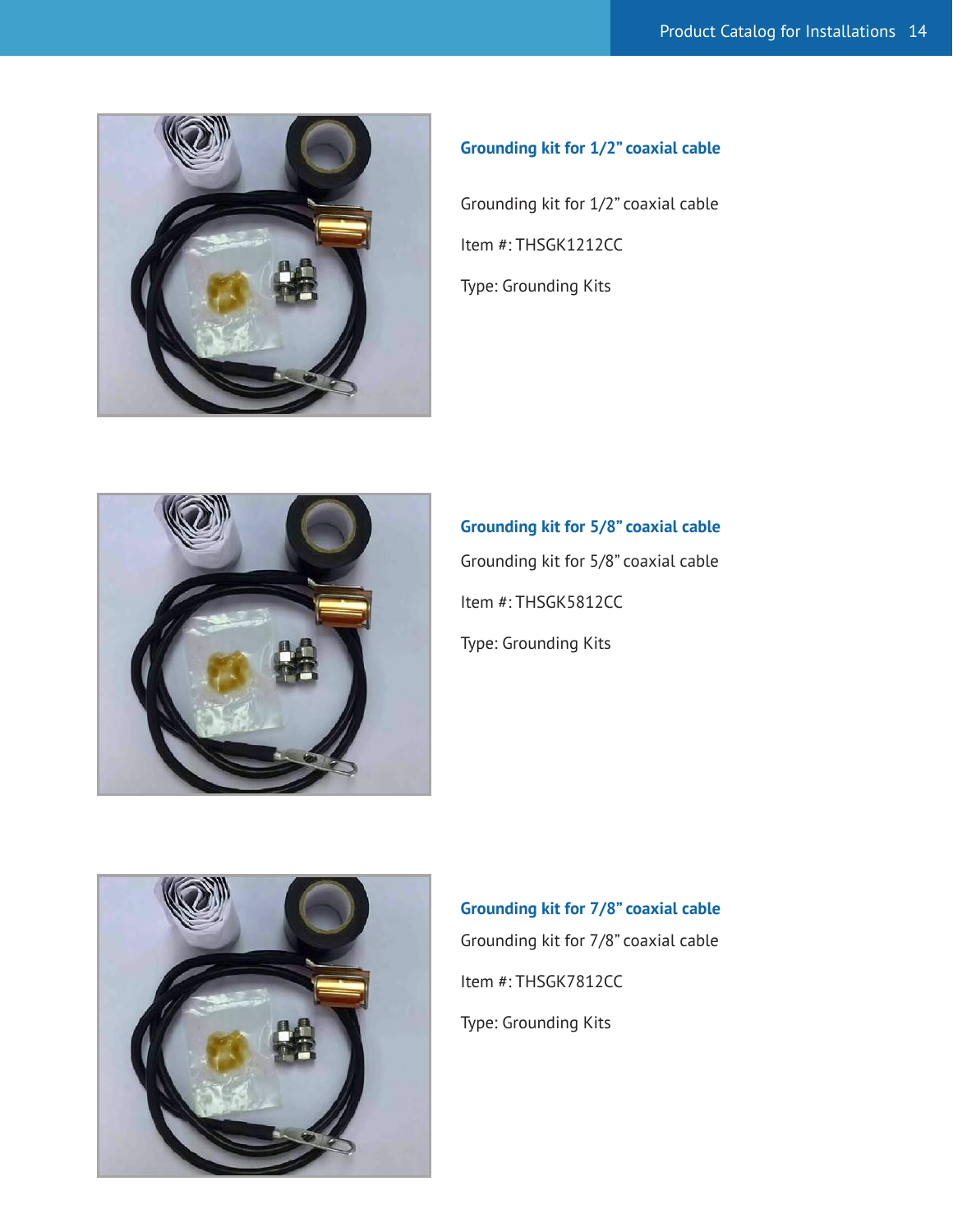## Grounding kit for 1/2” coaxial cable

Grounding kit for 1/2” coaxial cable

Item #: THSGK1212CC

Type: Grounding Kits

## Grounding kit for 5/8” coaxial cable

Grounding kit for 5/8” coaxial cable

Item #: THSGK5812CC

Type: Grounding Kits

## Grounding kit for 7/8” coaxial cable

Grounding kit for 7/8” coaxial cable

Item #: THSGK7812CC

Type: Grounding Kits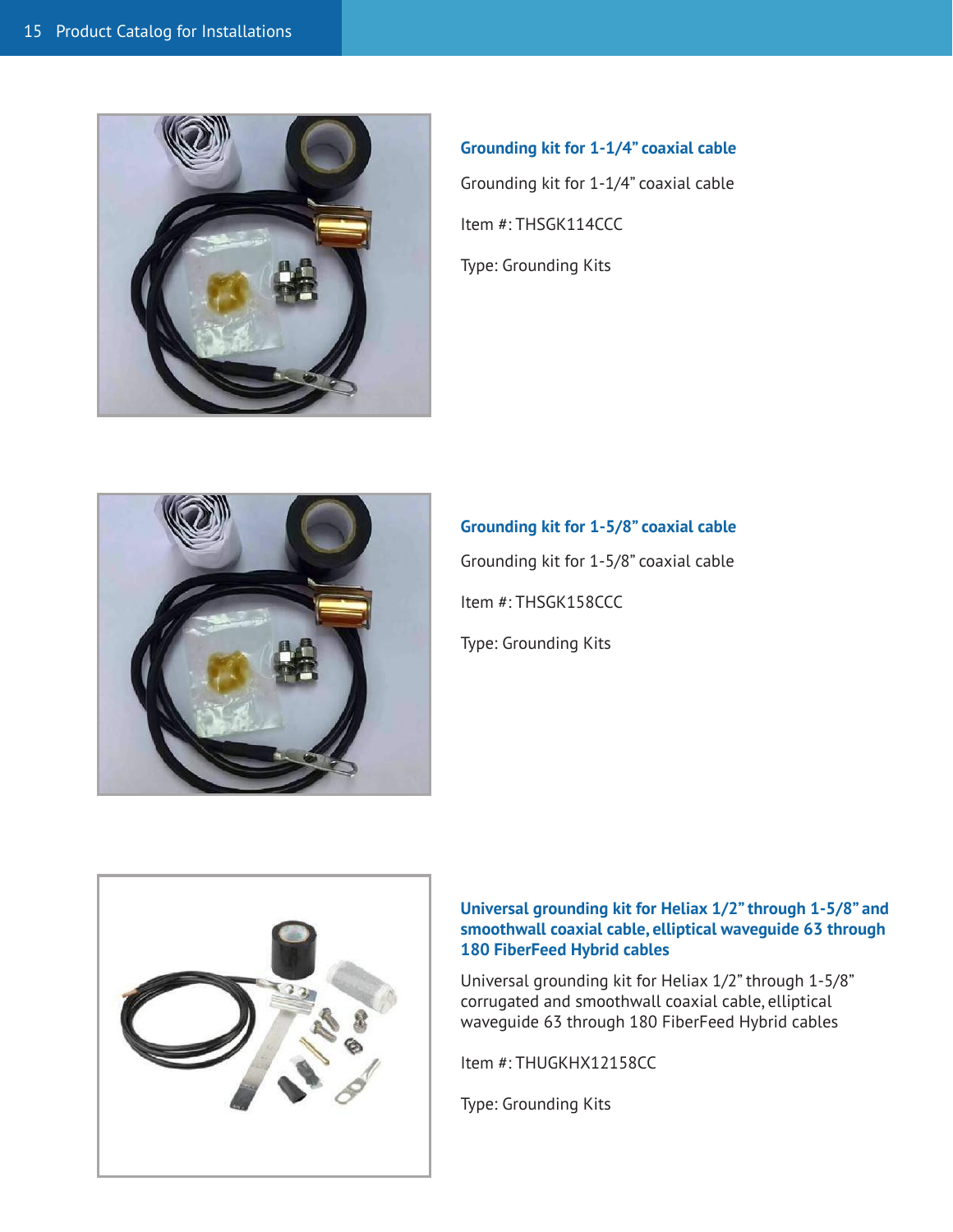### Grounding kit for 1-1/4” coaxial cable

Grounding kit for 1-1/4” coaxial cable

Item #: THSGK114CCC

Type: Grounding Kits

### Grounding kit for 1-5/8” coaxial cable

Grounding kit for 1-5/8” coaxial cable

Item #: THSGK158CCC

Type: Grounding Kits

### Universal grounding kit for Heliax 1/2” through 1-5/8” and smoothwall coaxial cable, elliptical waveguide 63 through 180 FiberFeed Hybrid cables

Universal grounding kit for Heliax 1/2” through 1-5/8” corrugated and smoothwall coaxial cable, elliptical waveguide 63 through 180 FiberFeed Hybrid cables

Item #: THUGKHX12158CC

Type: Grounding Kits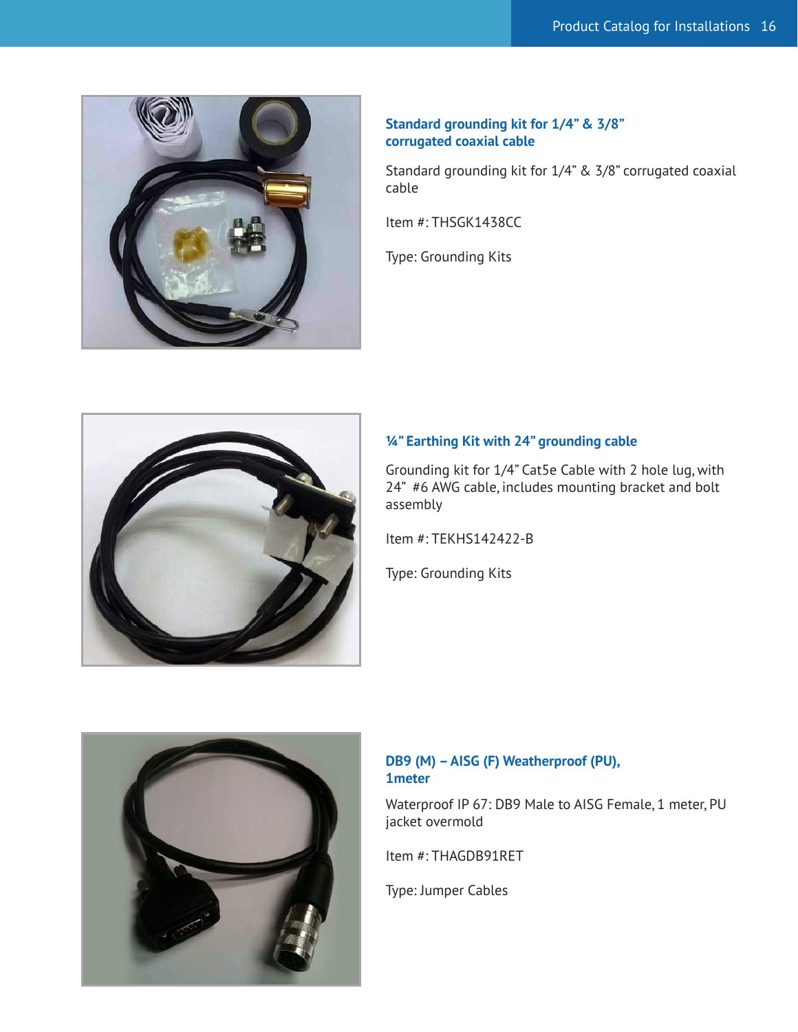### Standard grounding kit for 1/4" & 3/8" corrugated coaxial cable

Standard grounding kit for 1/4" & 3/8" corrugated coaxial cable

Item #: THSGK1438CC

Type: Grounding Kits

### ¼" Earthing Kit with 24" grounding cable

Grounding kit for 1/4" Cat5e Cable with 2 hole lug, with 24" #6 AWG cable, includes mounting bracket and bolt assembly

Item #: TEKHS142422-B

Type: Grounding Kits

### DB9 (M) – AISG (F) Weatherproof (PU), 1meter

Waterproof IP 67: DB9 Male to AISG Female, 1 meter, PU jacket overmold

Item #: THAGDB91RET

Type: Jumper Cables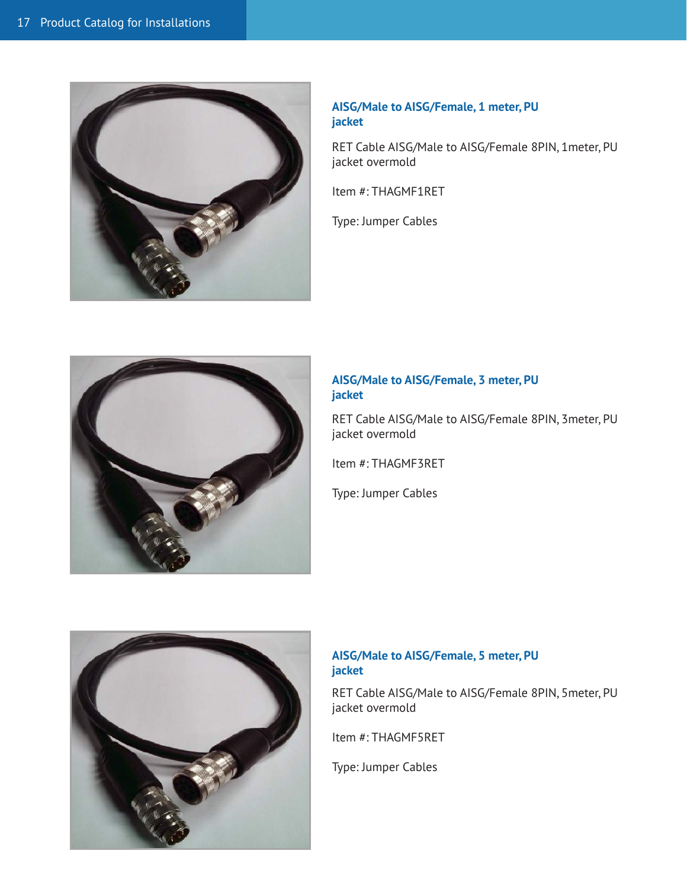### AISG/Male to AISG/Female, 1 meter, PU jacket

RET Cable AISG/Male to AISG/Female 8PIN, 1meter, PU jacket overmold

Item #: THAGMF1RET

Type: Jumper Cables

### AISG/Male to AISG/Female, 3 meter, PU jacket

RET Cable AISG/Male to AISG/Female 8PIN, 3meter, PU jacket overmold

Item #: THAGMF3RET

Type: Jumper Cables

### AISG/Male to AISG/Female, 5 meter, PU jacket

RET Cable AISG/Male to AISG/Female 8PIN, 5meter, PU jacket overmold

Item #: THAGMF5RET

Type: Jumper Cables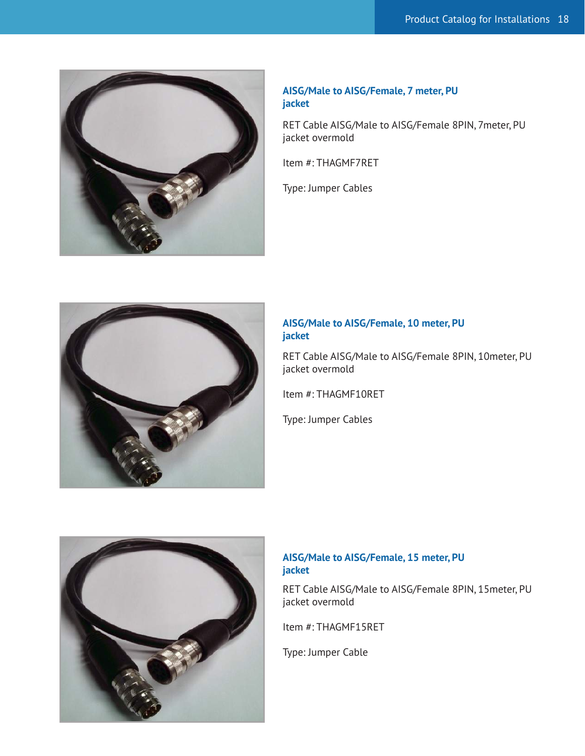### AISG/Male to AISG/Female, 7 meter, PU jacket

RET Cable AISG/Male to AISG/Female 8PIN, 7meter, PU jacket overmold

Item #: THAGMF7RET

Type: Jumper Cables

### AISG/Male to AISG/Female, 10 meter, PU jacket

RET Cable AISG/Male to AISG/Female 8PIN, 10meter, PU jacket overmold

Item #: THAGMF10RET

Type: Jumper Cables

### AISG/Male to AISG/Female, 15 meter, PU jacket

RET Cable AISG/Male to AISG/Female 8PIN, 15meter, PU jacket overmold

Item #: THAGMF15RET

Type: Jumper Cable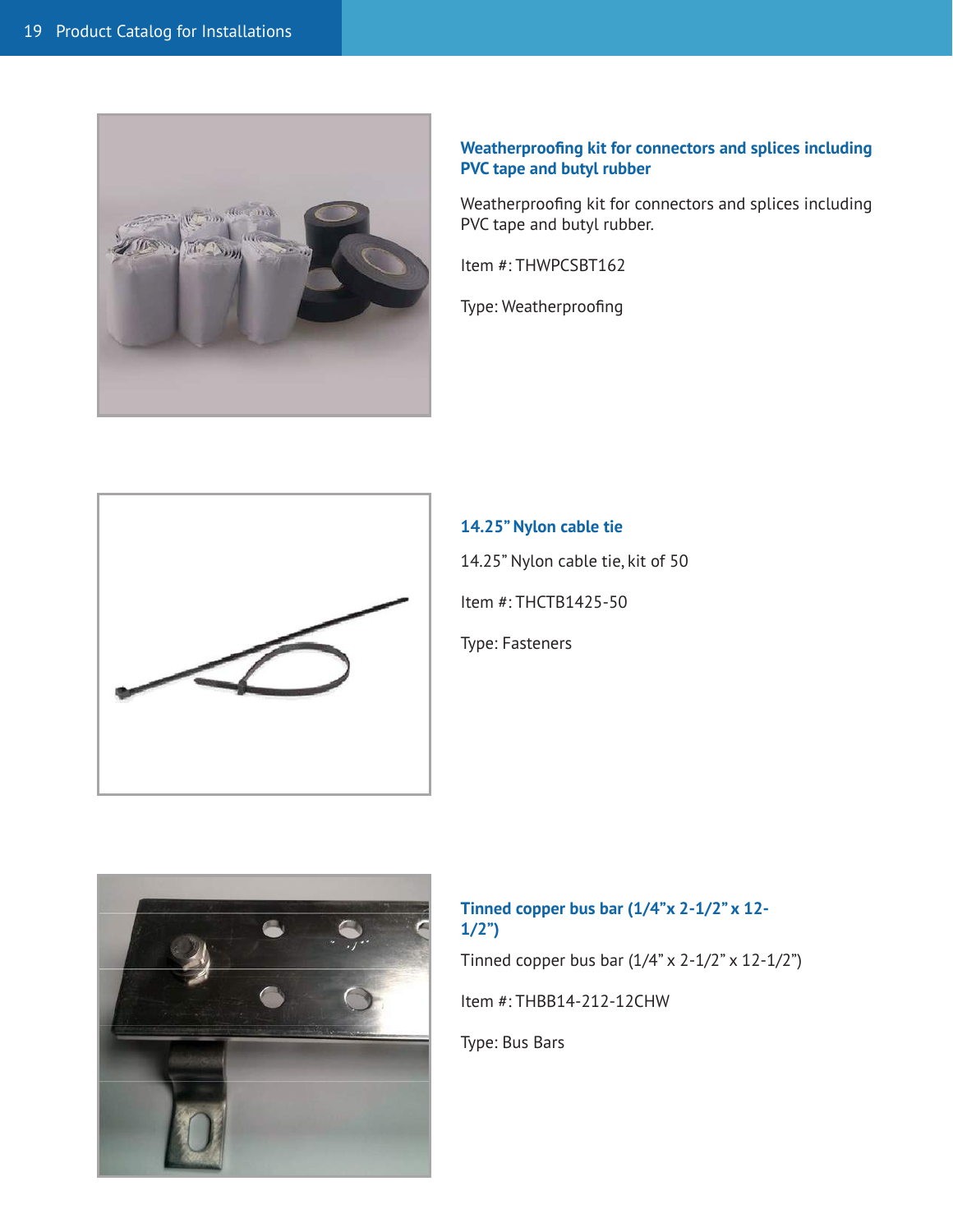### Weatherproofing kit for connectors and splices including PVC tape and butyl rubber

Weatherproofing kit for connectors and splices including PVC tape and butyl rubber.

Item #: THWPCSBT162

Type: Weatherproofing

### 14.25" Nylon cable tie

14.25" Nylon cable tie, kit of 50

Item #: THCTB1425-50

Type: Fasteners

### Tinned copper bus bar (1/4"x 2-1/2" x 12-1/2")

Tinned copper bus bar (1/4" x 2-1/2" x 12-1/2")

Item #: THBB14-212-12CHW

Type: Bus Bars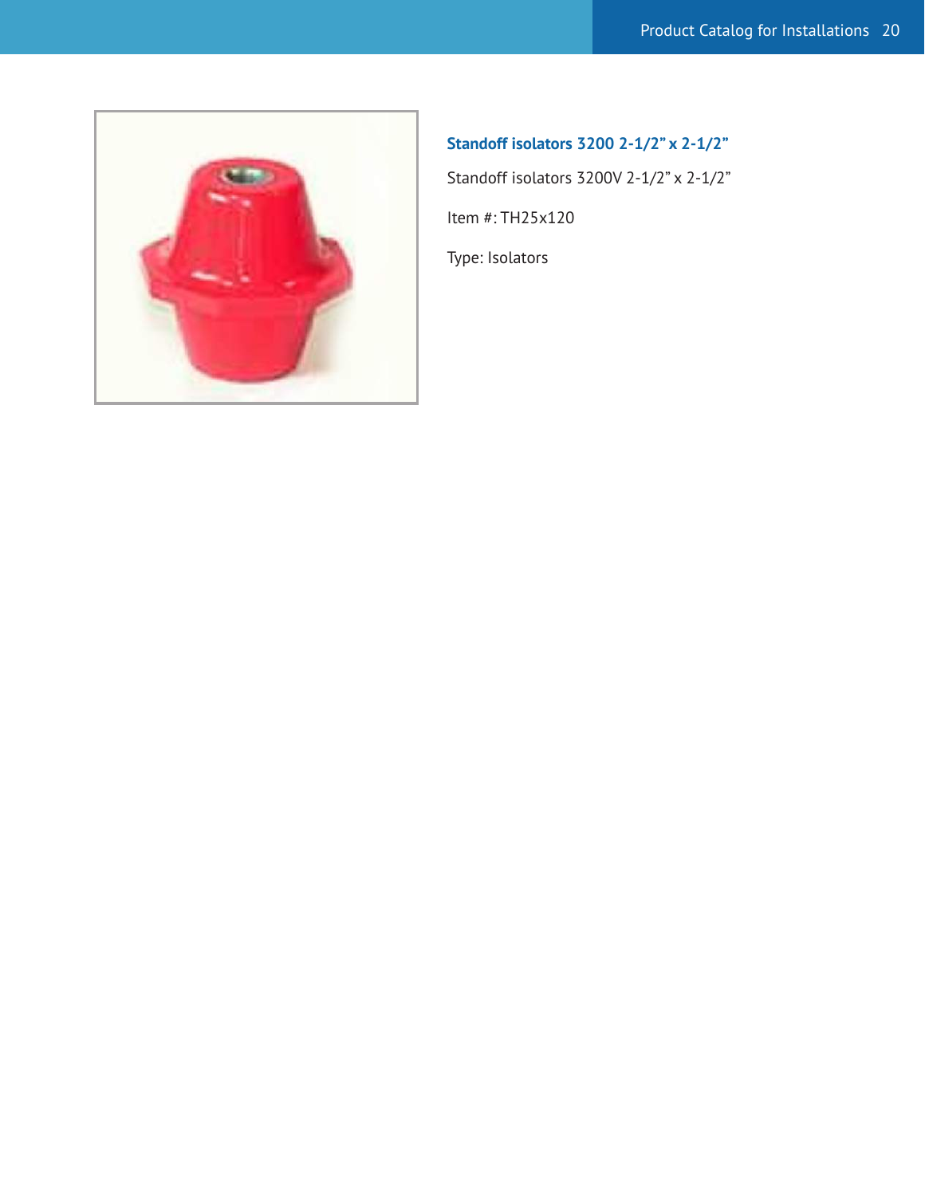### Standoff isolators 3200 2-1/2” x 2-1/2”

Standoff isolators 3200V 2-1/2” x 2-1/2”

Item #: TH25x120

Type: Isolators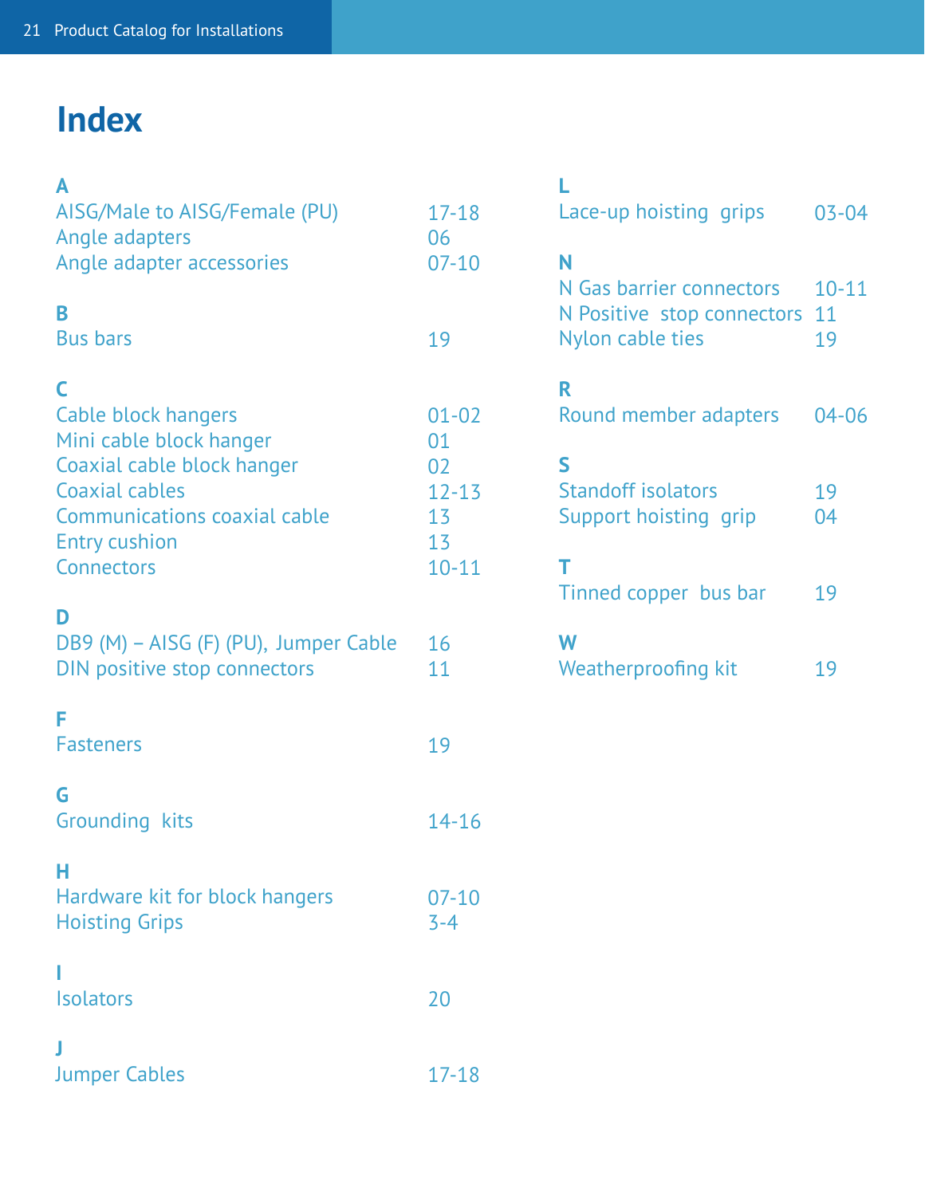# Index

**A**

| | |
|---|---|
| AISG/Male to AISG/Female (PU) | 17-18 |
| Angle adapters | 06 |
| Angle adapter accessories | 07-10 |

**B**

| | |
|---|---|
| Bus bars | 19 |

**C**

| | |
|---|---|
| Cable block hangers | 01-02 |
| Mini cable block hanger | 01 |
| Coaxial cable block hanger | 02 |
| Coaxial cables | 12-13 |
| Communications coaxial cable | 13 |
| Entry cushion | 13 |
| Connectors | 10-11 |

**D**

| | |
|---|---|
| DB9 (M) – AISG (F) (PU), Jumper Cable | 16 |
| DIN positive stop connectors | 11 |

**F**

| | |
|---|---|
| Fasteners | 19 |

**G**

| | |
|---|---|
| Grounding kits | 14-16 |

**H**

| | |
|---|---|
| Hardware kit for block hangers | 07-10 |
| Hoisting Grips | 3-4 |

**I**

| | |
|---|---|
| Isolators | 20 |

**J**

| | |
|---|---|
| Jumper Cables | 17-18 |

**L**

| | |
|---|---|
| Lace-up hoisting grips | 03-04 |

**N**

| | |
|---|---|
| N Gas barrier connectors | 10-11 |
| N Positive stop connectors | 11 |
| Nylon cable ties | 19 |

**R**

| | |
|---|---|
| Round member adapters | 04-06 |

**S**

| | |
|---|---|
| Standoff isolators | 19 |
| Support hoisting grip | 04 |

**T**

| | |
|---|---|
| Tinned copper bus bar | 19 |

**W**

| | |
|---|---|
| Weatherproofing kit | 19 |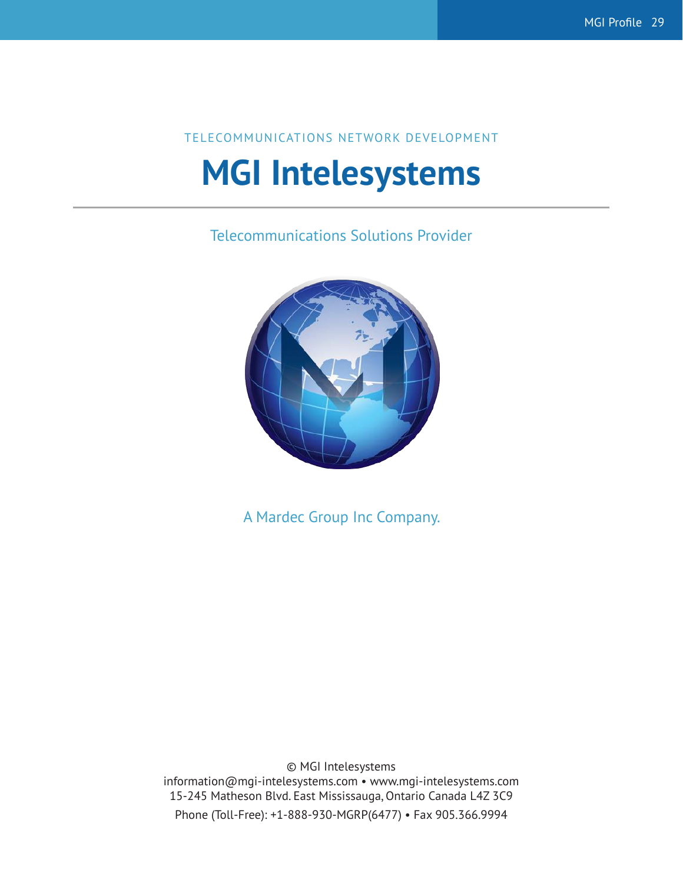TELECOMMUNICATIONS NETWORK DEVELOPMENT

# MGI Intelesystems

Telecommunications Solutions Provider

A Mardec Group Inc Company.

© MGI Intelesystems
information@mgi-intelesystems.com • www.mgi-intelesystems.com
15-245 Matheson Blvd. East Mississauga, Ontario Canada L4Z 3C9
Phone (Toll-Free): +1-888-930-MGRP(6477) • Fax 905.366.9994